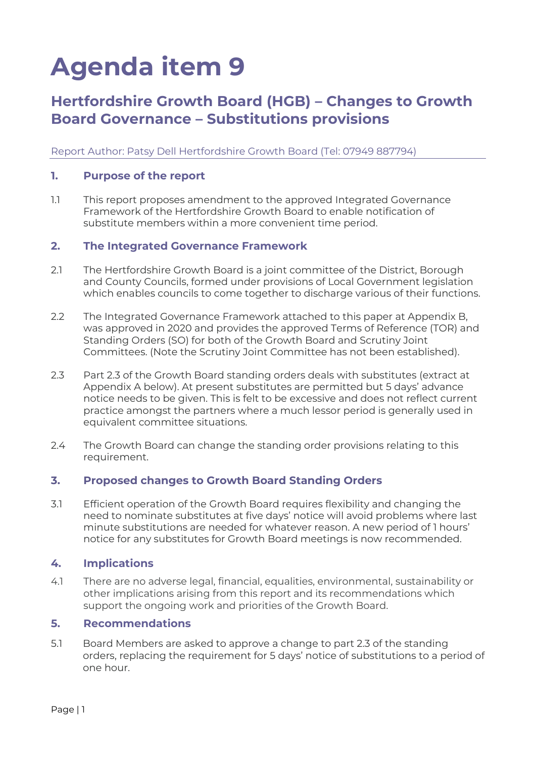# Agenda item 9

## Hertfordshire Growth Board (HGB) – Changes to Growth Board Governance – Substitutions provisions

Report Author: Patsy Dell Hertfordshire Growth Board (Tel: 07949 887794)

### 1. Purpose of the report

1.1 This report proposes amendment to the approved Integrated Governance Framework of the Hertfordshire Growth Board to enable notification of substitute members within a more convenient time period.

### 2. The Integrated Governance Framework

2.1 The Hertfordshire Growth Board is a joint committee of the District, Borough and County Councils, formed under provisions of Local Government legislation which enables councils to come together to discharge various of their functions.

2.2 The Integrated Governance Framework attached to this paper at Appendix B, was approved in 2020 and provides the approved Terms of Reference (TOR) and Standing Orders (SO) for both of the Growth Board and Scrutiny Joint Committees. (Note the Scrutiny Joint Committee has not been established).

2.3 Part 2.3 of the Growth Board standing orders deals with substitutes (extract at Appendix A below). At present substitutes are permitted but 5 days' advance notice needs to be given. This is felt to be excessive and does not reflect current practice amongst the partners where a much lessor period is generally used in equivalent committee situations.

2.4 The Growth Board can change the standing order provisions relating to this requirement.

### 3. Proposed changes to Growth Board Standing Orders

3.1 Efficient operation of the Growth Board requires flexibility and changing the need to nominate substitutes at five days' notice will avoid problems where last minute substitutions are needed for whatever reason. A new period of 1 hours' notice for any substitutes for Growth Board meetings is now recommended.

### 4. Implications

4.1 There are no adverse legal, financial, equalities, environmental, sustainability or other implications arising from this report and its recommendations which support the ongoing work and priorities of the Growth Board.

### 5. Recommendations

5.1 Board Members are asked to approve a change to part 2.3 of the standing orders, replacing the requirement for 5 days' notice of substitutions to a period of one hour.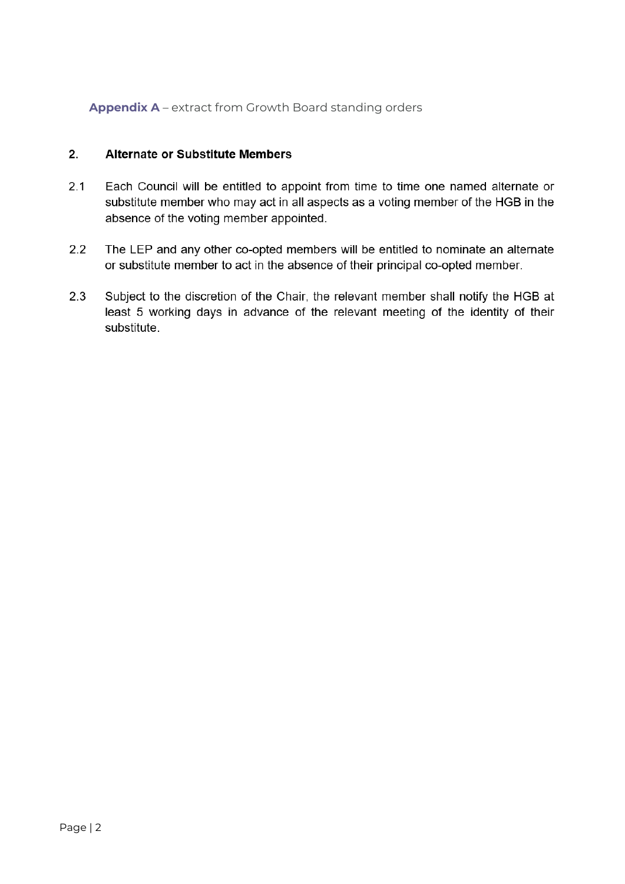**Appendix A** – extract from Growth Board standing orders

## 2. Alternate or Substitute Members

2.1 Each Council will be entitled to appoint from time to time one named alternate or substitute member who may act in all aspects as a voting member of the HGB in the absence of the voting member appointed.

2.2 The LEP and any other co-opted members will be entitled to nominate an alternate or substitute member to act in the absence of their principal co-opted member.

2.3 Subject to the discretion of the Chair, the relevant member shall notify the HGB at least 5 working days in advance of the relevant meeting of the identity of their substitute.